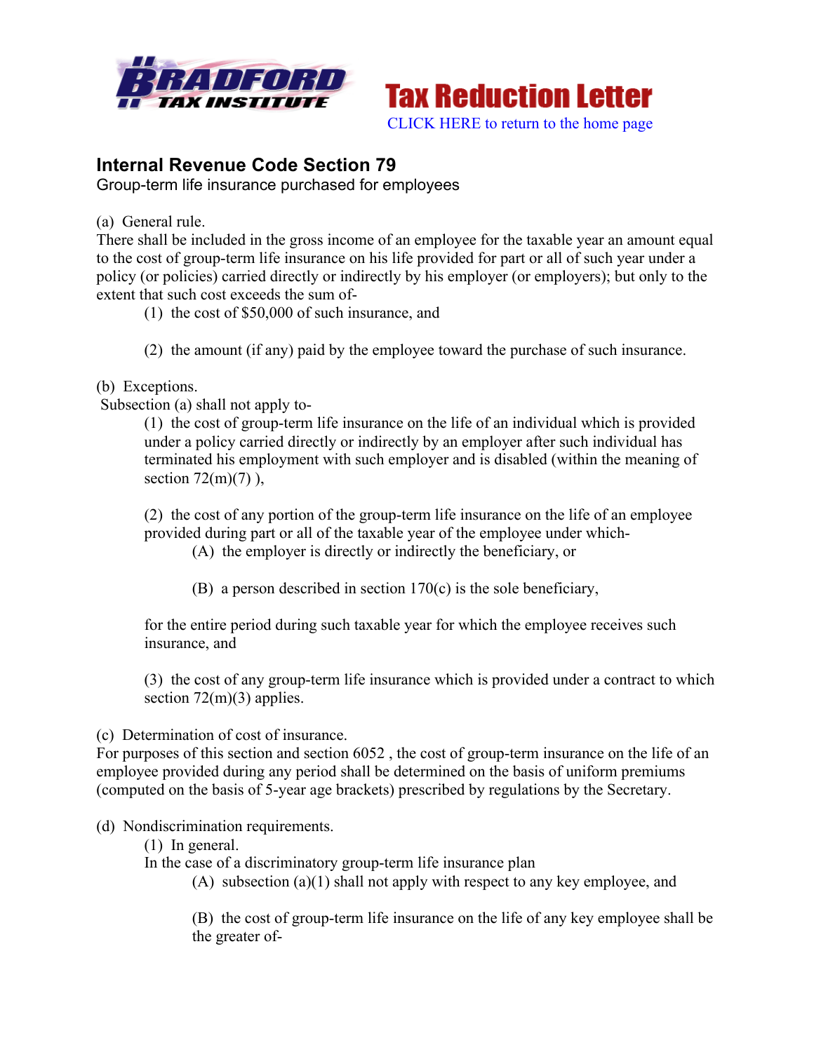**Tax Reduction Letter**

CLICK HERE to return to the home page

## Internal Revenue Code Section 79

Group-term life insurance purchased for employees

(a) General rule.

There shall be included in the gross income of an employee for the taxable year an amount equal to the cost of group-term life insurance on his life provided for part or all of such year under a policy (or policies) carried directly or indirectly by his employer (or employers); but only to the extent that such cost exceeds the sum of-

> (1) the cost of $50,000 of such insurance, and
>
> (2) the amount (if any) paid by the employee toward the purchase of such insurance.

(b) Exceptions.

Subsection (a) shall not apply to-

> (1) the cost of group-term life insurance on the life of an individual which is provided under a policy carried directly or indirectly by an employer after such individual has terminated his employment with such employer and is disabled (within the meaning of section 72(m)(7) ),
>
> (2) the cost of any portion of the group-term life insurance on the life of an employee provided during part or all of the taxable year of the employee under which-
>
> > (A) the employer is directly or indirectly the beneficiary, or
> >
> > (B) a person described in section 170(c) is the sole beneficiary,
>
> for the entire period during such taxable year for which the employee receives such insurance, and
>
> (3) the cost of any group-term life insurance which is provided under a contract to which section 72(m)(3) applies.

(c) Determination of cost of insurance.

For purposes of this section and section 6052 , the cost of group-term insurance on the life of an employee provided during any period shall be determined on the basis of uniform premiums (computed on the basis of 5-year age brackets) prescribed by regulations by the Secretary.

(d) Nondiscrimination requirements.

> (1) In general.
>
> In the case of a discriminatory group-term life insurance plan
>
> > (A) subsection (a)(1) shall not apply with respect to any key employee, and
> >
> > (B) the cost of group-term life insurance on the life of any key employee shall be the greater of-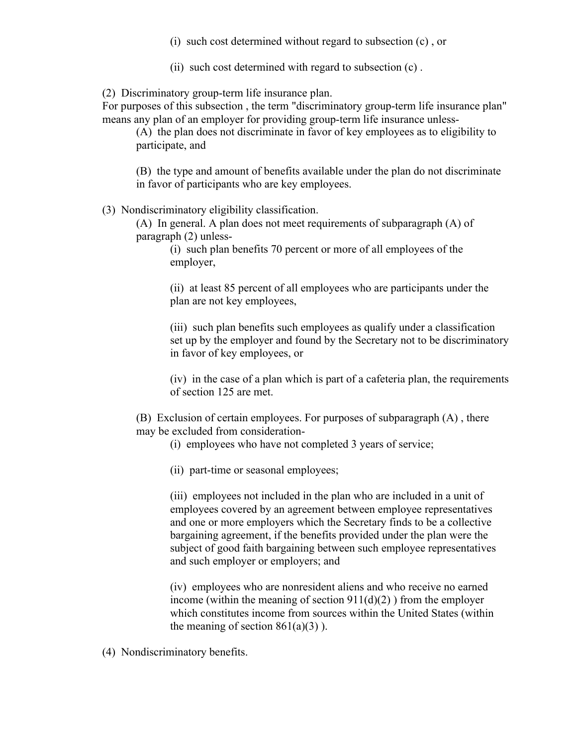(i) such cost determined without regard to subsection (c) , or

(ii) such cost determined with regard to subsection (c) .

(2) Discriminatory group-term life insurance plan.
For purposes of this subsection , the term "discriminatory group-term life insurance plan" means any plan of an employer for providing group-term life insurance unless-

(A) the plan does not discriminate in favor of key employees as to eligibility to participate, and

(B) the type and amount of benefits available under the plan do not discriminate in favor of participants who are key employees.

(3) Nondiscriminatory eligibility classification.

(A) In general. A plan does not meet requirements of subparagraph (A) of paragraph (2) unless-

(i) such plan benefits 70 percent or more of all employees of the employer,

(ii) at least 85 percent of all employees who are participants under the plan are not key employees,

(iii) such plan benefits such employees as qualify under a classification set up by the employer and found by the Secretary not to be discriminatory in favor of key employees, or

(iv) in the case of a plan which is part of a cafeteria plan, the requirements of section 125 are met.

(B) Exclusion of certain employees. For purposes of subparagraph (A) , there may be excluded from consideration-

(i) employees who have not completed 3 years of service;

(ii) part-time or seasonal employees;

(iii) employees not included in the plan who are included in a unit of employees covered by an agreement between employee representatives and one or more employers which the Secretary finds to be a collective bargaining agreement, if the benefits provided under the plan were the subject of good faith bargaining between such employee representatives and such employer or employers; and

(iv) employees who are nonresident aliens and who receive no earned income (within the meaning of section 911(d)(2) ) from the employer which constitutes income from sources within the United States (within the meaning of section 861(a)(3) ).

(4) Nondiscriminatory benefits.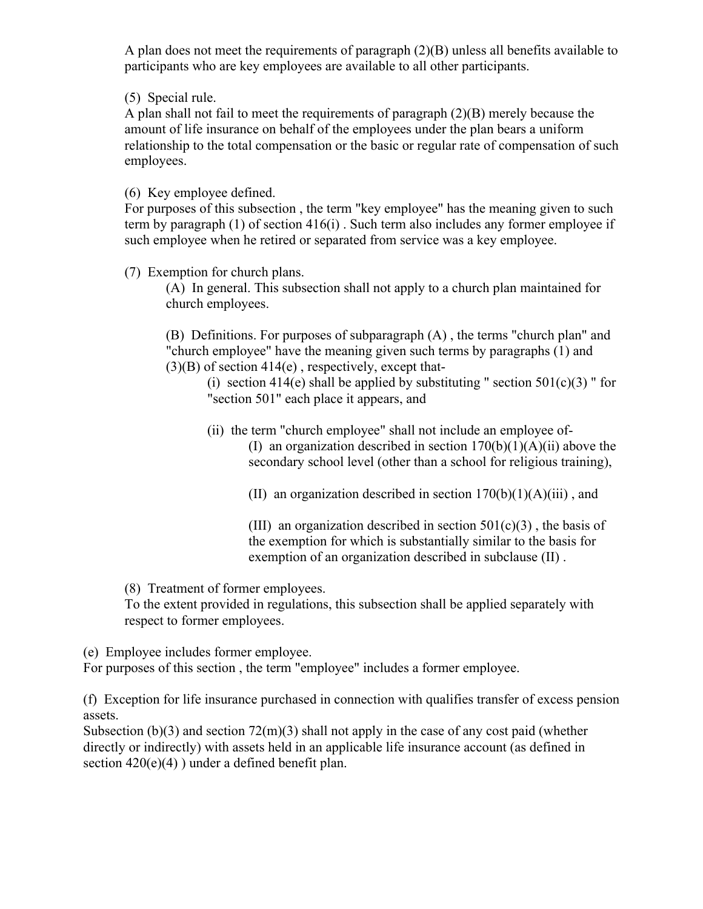A plan does not meet the requirements of paragraph (2)(B) unless all benefits available to participants who are key employees are available to all other participants.

(5) Special rule.
A plan shall not fail to meet the requirements of paragraph (2)(B) merely because the amount of life insurance on behalf of the employees under the plan bears a uniform relationship to the total compensation or the basic or regular rate of compensation of such employees.

(6) Key employee defined.
For purposes of this subsection , the term "key employee" has the meaning given to such term by paragraph (1) of section 416(i) . Such term also includes any former employee if such employee when he retired or separated from service was a key employee.

(7) Exemption for church plans.

(A) In general. This subsection shall not apply to a church plan maintained for church employees.

(B) Definitions. For purposes of subparagraph (A) , the terms "church plan" and "church employee" have the meaning given such terms by paragraphs (1) and (3)(B) of section 414(e) , respectively, except that-

(i) section 414(e) shall be applied by substituting " section 501(c)(3) " for "section 501" each place it appears, and

(ii) the term "church employee" shall not include an employee of-

(I) an organization described in section 170(b)(1)(A)(ii) above the secondary school level (other than a school for religious training),

(II) an organization described in section 170(b)(1)(A)(iii) , and

(III) an organization described in section 501(c)(3) , the basis of the exemption for which is substantially similar to the basis for exemption of an organization described in subclause (II) .

(8) Treatment of former employees.
To the extent provided in regulations, this subsection shall be applied separately with respect to former employees.

(e) Employee includes former employee.
For purposes of this section , the term "employee" includes a former employee.

(f) Exception for life insurance purchased in connection with qualifies transfer of excess pension assets.
Subsection (b)(3) and section 72(m)(3) shall not apply in the case of any cost paid (whether directly or indirectly) with assets held in an applicable life insurance account (as defined in section 420(e)(4) ) under a defined benefit plan.